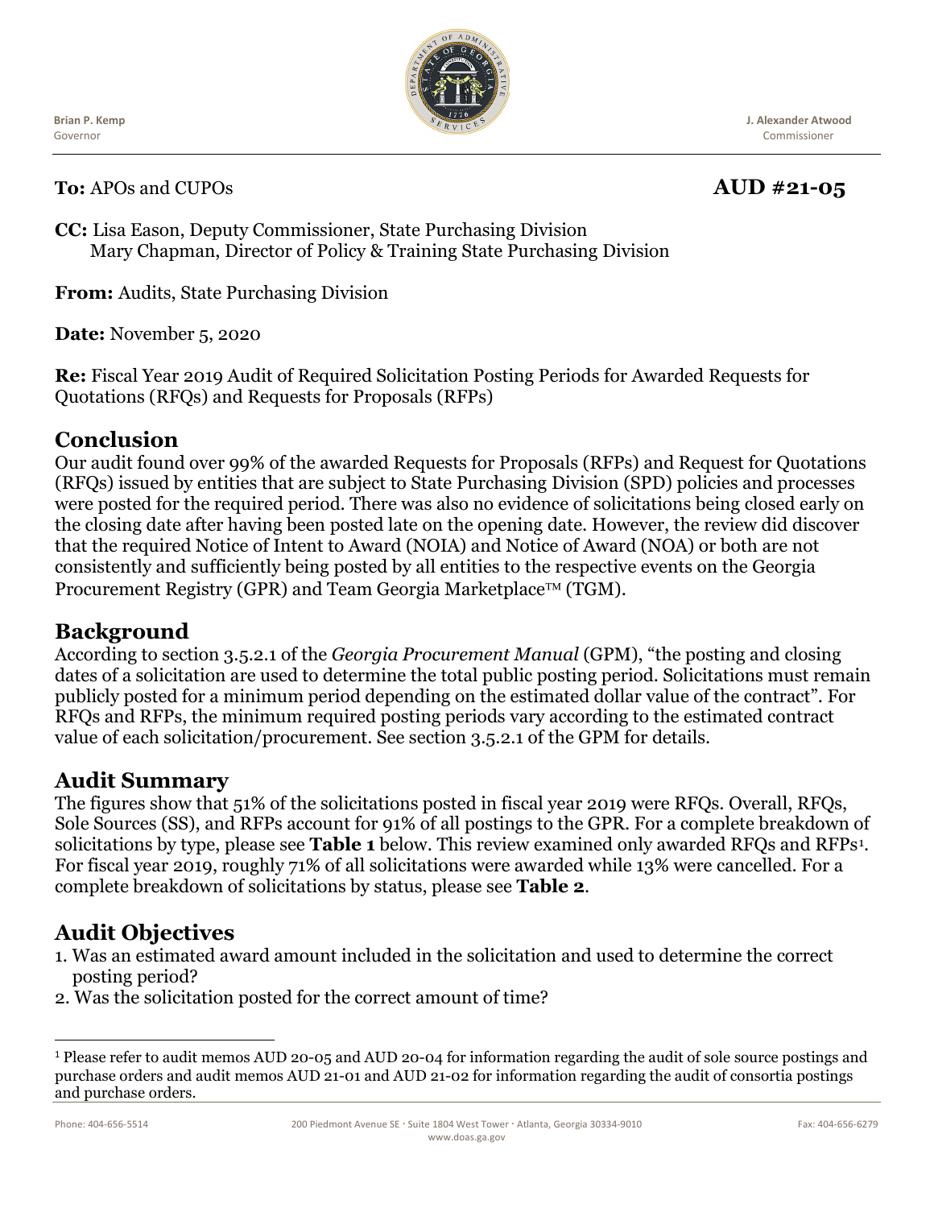**Brian P. Kemp**
Governor

**J. Alexander Atwood**
Commissioner

**To:** APOs and CUPOs **AUD #21-05**

**CC:** Lisa Eason, Deputy Commissioner, State Purchasing Division
Mary Chapman, Director of Policy & Training State Purchasing Division

**From:** Audits, State Purchasing Division

**Date:** November 5, 2020

**Re:** Fiscal Year 2019 Audit of Required Solicitation Posting Periods for Awarded Requests for Quotations (RFQs) and Requests for Proposals (RFPs)

## Conclusion

Our audit found over 99% of the awarded Requests for Proposals (RFPs) and Request for Quotations (RFQs) issued by entities that are subject to State Purchasing Division (SPD) policies and processes were posted for the required period. There was also no evidence of solicitations being closed early on the closing date after having been posted late on the opening date. However, the review did discover that the required Notice of Intent to Award (NOIA) and Notice of Award (NOA) or both are not consistently and sufficiently being posted by all entities to the respective events on the Georgia Procurement Registry (GPR) and Team Georgia Marketplace™ (TGM).

## Background

According to section 3.5.2.1 of the *Georgia Procurement Manual* (GPM), "the posting and closing dates of a solicitation are used to determine the total public posting period. Solicitations must remain publicly posted for a minimum period depending on the estimated dollar value of the contract". For RFQs and RFPs, the minimum required posting periods vary according to the estimated contract value of each solicitation/procurement. See section 3.5.2.1 of the GPM for details.

## Audit Summary

The figures show that 51% of the solicitations posted in fiscal year 2019 were RFQs. Overall, RFQs, Sole Sources (SS), and RFPs account for 91% of all postings to the GPR. For a complete breakdown of solicitations by type, please see **Table 1** below. This review examined only awarded RFQs and RFPs[1]. For fiscal year 2019, roughly 71% of all solicitations were awarded while 13% were cancelled. For a complete breakdown of solicitations by status, please see **Table 2**.

## Audit Objectives

1. Was an estimated award amount included in the solicitation and used to determine the correct posting period?
2. Was the solicitation posted for the correct amount of time?

[1] Please refer to audit memos AUD 20-05 and AUD 20-04 for information regarding the audit of sole source postings and purchase orders and audit memos AUD 21-01 and AUD 21-02 for information regarding the audit of consortia postings and purchase orders.

Phone: 404-656-5514 200 Piedmont Avenue SE · Suite 1804 West Tower · Atlanta, Georgia 30334-9010 Fax: 404-656-6279
www.doas.ga.gov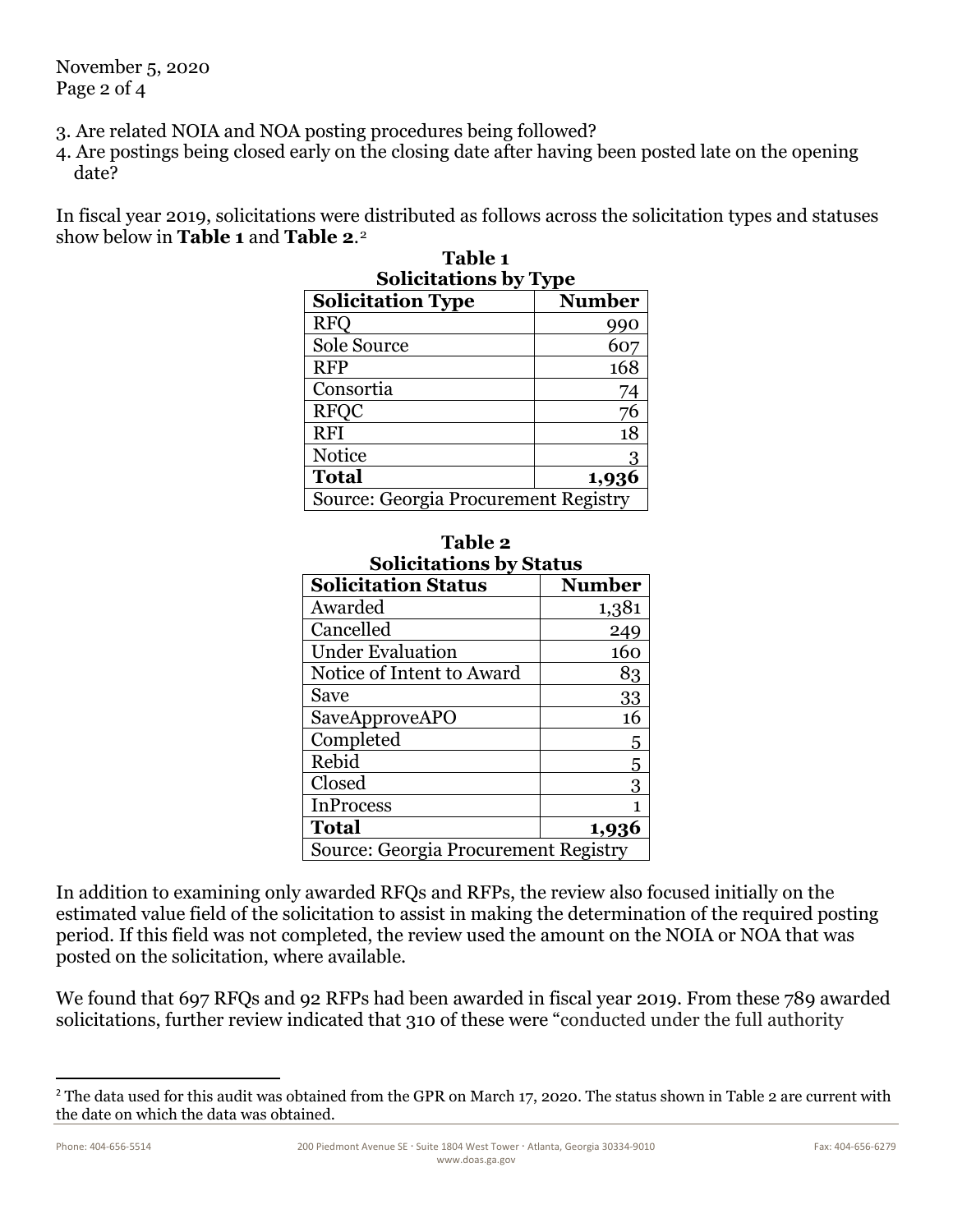3. Are related NOIA and NOA posting procedures being followed?
4. Are postings being closed early on the closing date after having been posted late on the opening date?

In fiscal year 2019, solicitations were distributed as follows across the solicitation types and statuses show below in **Table 1** and **Table 2**.[2]

**Table 1**
**Solicitations by Type**

| Solicitation Type | Number |
|---|---:|
| RFQ | 990 |
| Sole Source | 607 |
| RFP | 168 |
| Consortia | 74 |
| RFQC | 76 |
| RFI | 18 |
| Notice | 3 |
| **Total** | **1,936** |
| Source: Georgia Procurement Registry | |

**Table 2**
**Solicitations by Status**

| Solicitation Status | Number |
|---|---:|
| Awarded | 1,381 |
| Cancelled | 249 |
| Under Evaluation | 160 |
| Notice of Intent to Award | 83 |
| Save | 33 |
| SaveApproveAPO | 16 |
| Completed | 5 |
| Rebid | 5 |
| Closed | 3 |
| InProcess | 1 |
| **Total** | **1,936** |
| Source: Georgia Procurement Registry | |

In addition to examining only awarded RFQs and RFPs, the review also focused initially on the estimated value field of the solicitation to assist in making the determination of the required posting period. If this field was not completed, the review used the amount on the NOIA or NOA that was posted on the solicitation, where available.

We found that 697 RFQs and 92 RFPs had been awarded in fiscal year 2019. From these 789 awarded solicitations, further review indicated that 310 of these were "conducted under the full authority

[2] The data used for this audit was obtained from the GPR on March 17, 2020. The status shown in Table 2 are current with the date on which the data was obtained.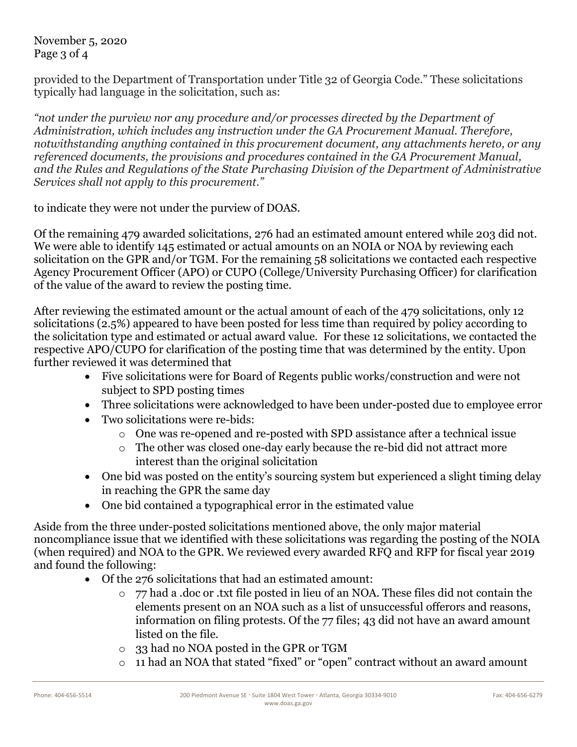provided to the Department of Transportation under Title 32 of Georgia Code." These solicitations typically had language in the solicitation, such as:

*"not under the purview nor any procedure and/or processes directed by the Department of Administration, which includes any instruction under the GA Procurement Manual. Therefore, notwithstanding anything contained in this procurement document, any attachments hereto, or any referenced documents, the provisions and procedures contained in the GA Procurement Manual, and the Rules and Regulations of the State Purchasing Division of the Department of Administrative Services shall not apply to this procurement."*

to indicate they were not under the purview of DOAS.

Of the remaining 479 awarded solicitations, 276 had an estimated amount entered while 203 did not. We were able to identify 145 estimated or actual amounts on an NOIA or NOA by reviewing each solicitation on the GPR and/or TGM. For the remaining 58 solicitations we contacted each respective Agency Procurement Officer (APO) or CUPO (College/University Purchasing Officer) for clarification of the value of the award to review the posting time.

After reviewing the estimated amount or the actual amount of each of the 479 solicitations, only 12 solicitations (2.5%) appeared to have been posted for less time than required by policy according to the solicitation type and estimated or actual award value. For these 12 solicitations, we contacted the respective APO/CUPO for clarification of the posting time that was determined by the entity. Upon further reviewed it was determined that

- Five solicitations were for Board of Regents public works/construction and were not subject to SPD posting times
- Three solicitations were acknowledged to have been under-posted due to employee error
- Two solicitations were re-bids:
  - One was re-opened and re-posted with SPD assistance after a technical issue
  - The other was closed one-day early because the re-bid did not attract more interest than the original solicitation
- One bid was posted on the entity's sourcing system but experienced a slight timing delay in reaching the GPR the same day
- One bid contained a typographical error in the estimated value

Aside from the three under-posted solicitations mentioned above, the only major material noncompliance issue that we identified with these solicitations was regarding the posting of the NOIA (when required) and NOA to the GPR. We reviewed every awarded RFQ and RFP for fiscal year 2019 and found the following:

- Of the 276 solicitations that had an estimated amount:
  - 77 had a .doc or .txt file posted in lieu of an NOA. These files did not contain the elements present on an NOA such as a list of unsuccessful offerors and reasons, information on filing protests. Of the 77 files; 43 did not have an award amount listed on the file.
  - 33 had no NOA posted in the GPR or TGM
  - 11 had an NOA that stated "fixed" or "open" contract without an award amount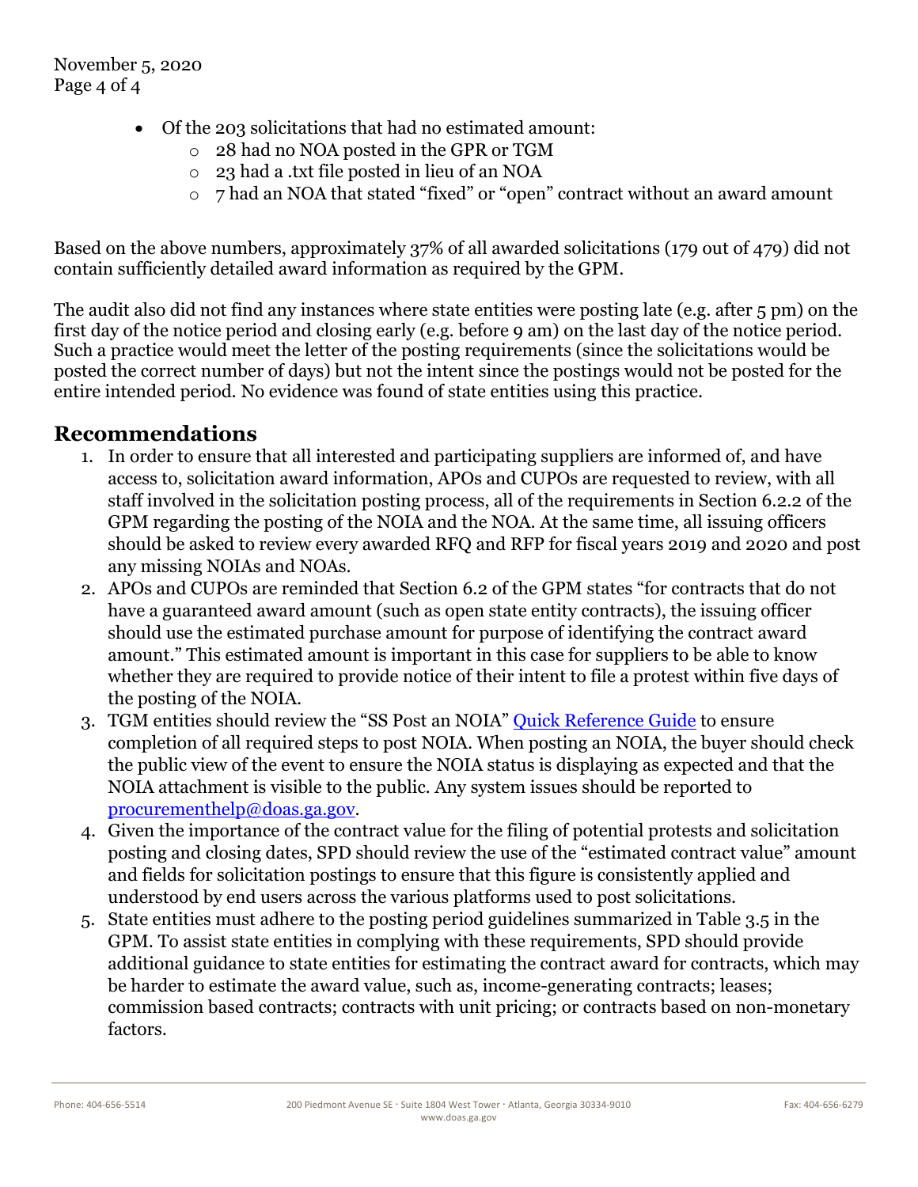- Of the 203 solicitations that had no estimated amount:
  - 28 had no NOA posted in the GPR or TGM
  - 23 had a .txt file posted in lieu of an NOA
  - 7 had an NOA that stated "fixed" or "open" contract without an award amount

Based on the above numbers, approximately 37% of all awarded solicitations (179 out of 479) did not contain sufficiently detailed award information as required by the GPM.

The audit also did not find any instances where state entities were posting late (e.g. after 5 pm) on the first day of the notice period and closing early (e.g. before 9 am) on the last day of the notice period. Such a practice would meet the letter of the posting requirements (since the solicitations would be posted the correct number of days) but not the intent since the postings would not be posted for the entire intended period. No evidence was found of state entities using this practice.

## Recommendations

1. In order to ensure that all interested and participating suppliers are informed of, and have access to, solicitation award information, APOs and CUPOs are requested to review, with all staff involved in the solicitation posting process, all of the requirements in Section 6.2.2 of the GPM regarding the posting of the NOIA and the NOA. At the same time, all issuing officers should be asked to review every awarded RFQ and RFP for fiscal years 2019 and 2020 and post any missing NOIAs and NOAs.
2. APOs and CUPOs are reminded that Section 6.2 of the GPM states "for contracts that do not have a guaranteed award amount (such as open state entity contracts), the issuing officer should use the estimated purchase amount for purpose of identifying the contract award amount." This estimated amount is important in this case for suppliers to be able to know whether they are required to provide notice of their intent to file a protest within five days of the posting of the NOIA.
3. TGM entities should review the "SS Post an NOIA" Quick Reference Guide to ensure completion of all required steps to post NOIA. When posting an NOIA, the buyer should check the public view of the event to ensure the NOIA status is displaying as expected and that the NOIA attachment is visible to the public. Any system issues should be reported to procurementhelp@doas.ga.gov.
4. Given the importance of the contract value for the filing of potential protests and solicitation posting and closing dates, SPD should review the use of the "estimated contract value" amount and fields for solicitation postings to ensure that this figure is consistently applied and understood by end users across the various platforms used to post solicitations.
5. State entities must adhere to the posting period guidelines summarized in Table 3.5 in the GPM. To assist state entities in complying with these requirements, SPD should provide additional guidance to state entities for estimating the contract award for contracts, which may be harder to estimate the award value, such as, income-generating contracts; leases; commission based contracts; contracts with unit pricing; or contracts based on non-monetary factors.